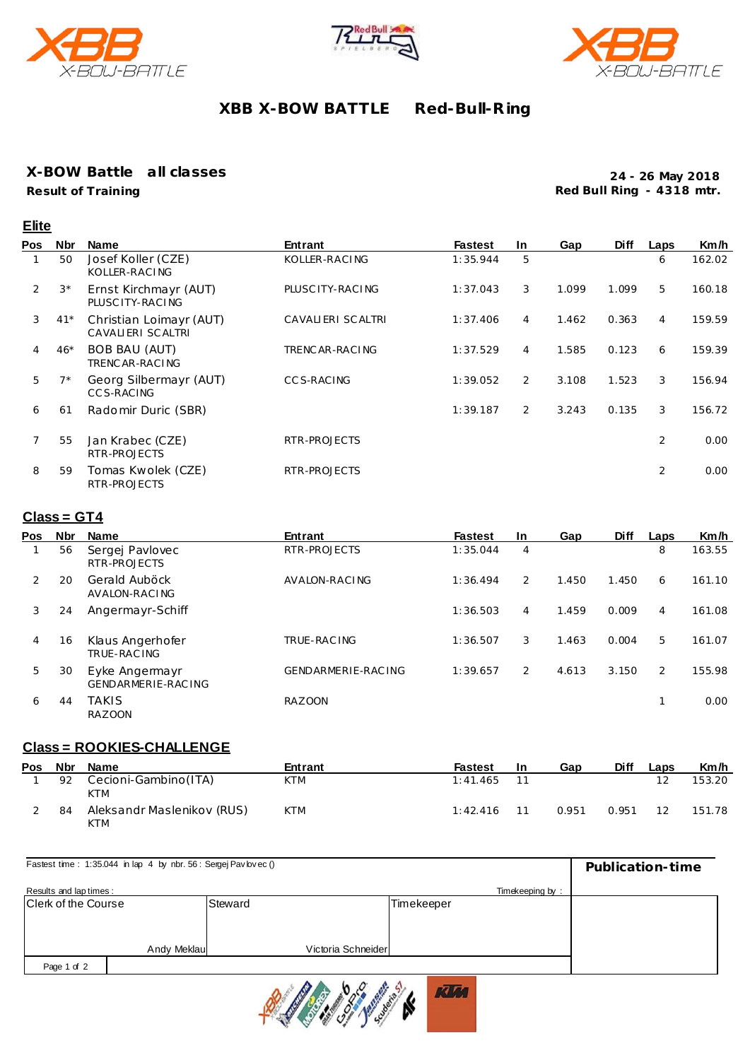# XBB X-BOW BATTLE Red-Bull-Ring

## X-BOW Battle all classes

**Result of Training**

**24 - 26 May 2018**
**Red Bull Ring - 4318 mtr.**

### Elite

| Pos | Nbr | Name | Entrant | Fastest | In | Gap | Diff | Laps | Km/h |
|---|---|---|---|---|---|---|---|---|---|
| 1 | 50 | Josef Koller (CZE) KOLLER-RACING | KOLLER-RACING | 1:35.944 | 5 | | | 6 | 162.02 |
| 2 | 3* | Ernst Kirchmayr (AUT) PLUSCITY-RACING | PLUSCITY-RACING | 1:37.043 | 3 | 1.099 | 1.099 | 5 | 160.18 |
| 3 | 41* | Christian Loimayr (AUT) CAVALIERI SCALTRI | CAVALIERI SCALTRI | 1:37.406 | 4 | 1.462 | 0.363 | 4 | 159.59 |
| 4 | 46* | BOB BAU (AUT) TRENCAR-RACING | TRENCAR-RACING | 1:37.529 | 4 | 1.585 | 0.123 | 6 | 159.39 |
| 5 | 7* | Georg Silbermayr (AUT) CCS-RACING | CCS-RACING | 1:39.052 | 2 | 3.108 | 1.523 | 3 | 156.94 |
| 6 | 61 | Radomir Duric (SBR) | | 1:39.187 | 2 | 3.243 | 0.135 | 3 | 156.72 |
| 7 | 55 | Jan Krabec (CZE) RTR-PROJECTS | RTR-PROJECTS | | | | | 2 | 0.00 |
| 8 | 59 | Tomas Kwolek (CZE) RTR-PROJECTS | RTR-PROJECTS | | | | | 2 | 0.00 |

### Class = GT4

| Pos | Nbr | Name | Entrant | Fastest | In | Gap | Diff | Laps | Km/h |
|---|---|---|---|---|---|---|---|---|---|
| 1 | 56 | Sergej Pavlovec RTR-PROJECTS | RTR-PROJECTS | 1:35.044 | 4 | | | 8 | 163.55 |
| 2 | 20 | Gerald Auböck AVALON-RACING | AVALON-RACING | 1:36.494 | 2 | 1.450 | 1.450 | 6 | 161.10 |
| 3 | 24 | Angermayr-Schiff | | 1:36.503 | 4 | 1.459 | 0.009 | 4 | 161.08 |
| 4 | 16 | Klaus Angerhofer TRUE-RACING | TRUE-RACING | 1:36.507 | 3 | 1.463 | 0.004 | 5 | 161.07 |
| 5 | 30 | Eyke Angermayr GENDARMERIE-RACING | GENDARMERIE-RACING | 1:39.657 | 2 | 4.613 | 3.150 | 2 | 155.98 |
| 6 | 44 | TAKIS RAZOON | RAZOON | | | | | 1 | 0.00 |

### Class = ROOKIES-CHALLENGE

| Pos | Nbr | Name | Entrant | Fastest | In | Gap | Diff | Laps | Km/h |
|---|---|---|---|---|---|---|---|---|---|
| 1 | 92 | Cecioni-Gambino(ITA) KTM | KTM | 1:41.465 | 11 | | | 12 | 153.20 |
| 2 | 84 | Aleksandr Maslenikov (RUS) KTM | KTM | 1:42.416 | 11 | 0.951 | 0.951 | 12 | 151.78 |

Fastest time : 1:35.044 in lap 4 by nbr. 56 : Sergej Pavlovec ()

**Publication-time**

Results and lap times : Timekeeping by :

| Clerk of the Course | Steward | Timekeeper |
|---|---|---|
| Andy Meklau | Victoria Schneider | |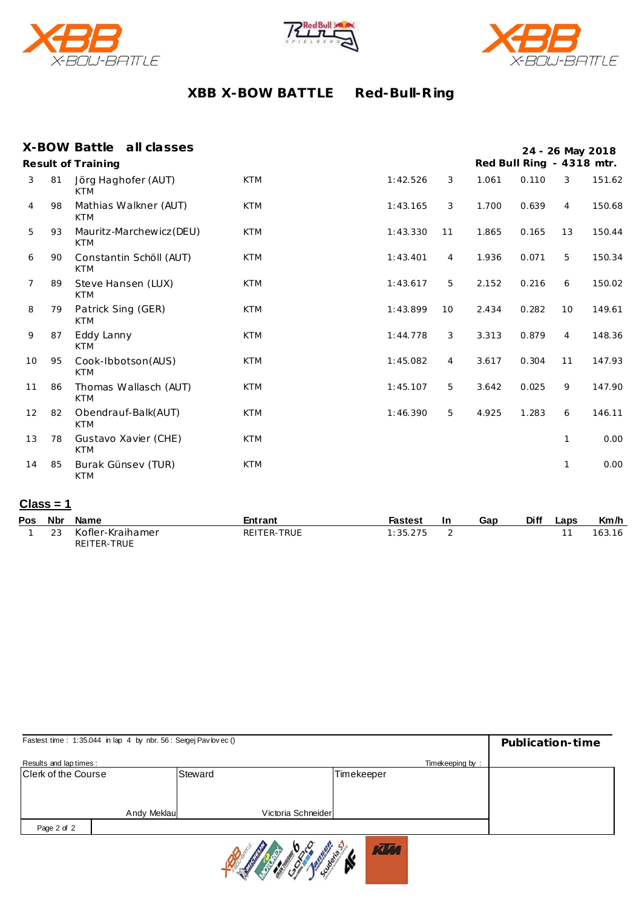# XBB X-BOW BATTLE Red-Bull-Ring

## X-BOW Battle all classes

**Result of Training**

**24 - 26 May 2018**
**Red Bull Ring - 4318 mtr.**

| Pos | Nbr | Name | Entrant | Fastest | In | Gap | Diff | Laps | Km/h |
|---|---|---|---|---|---|---|---|---|---|
| 3 | 81 | Jörg Haghofer (AUT) KTM | KTM | 1:42.526 | 3 | 1.061 | 0.110 | 3 | 151.62 |
| 4 | 98 | Mathias Walkner (AUT) KTM | KTM | 1:43.165 | 3 | 1.700 | 0.639 | 4 | 150.68 |
| 5 | 93 | Mauritz-Marchewicz(DEU) KTM | KTM | 1:43.330 | 11 | 1.865 | 0.165 | 13 | 150.44 |
| 6 | 90 | Constantin Schöll (AUT) KTM | KTM | 1:43.401 | 4 | 1.936 | 0.071 | 5 | 150.34 |
| 7 | 89 | Steve Hansen (LUX) KTM | KTM | 1:43.617 | 5 | 2.152 | 0.216 | 6 | 150.02 |
| 8 | 79 | Patrick Sing (GER) KTM | KTM | 1:43.899 | 10 | 2.434 | 0.282 | 10 | 149.61 |
| 9 | 87 | Eddy Lanny KTM | KTM | 1:44.778 | 3 | 3.313 | 0.879 | 4 | 148.36 |
| 10 | 95 | Cook-Ibbotson(AUS) KTM | KTM | 1:45.082 | 4 | 3.617 | 0.304 | 11 | 147.93 |
| 11 | 86 | Thomas Wallasch (AUT) KTM | KTM | 1:45.107 | 5 | 3.642 | 0.025 | 9 | 147.90 |
| 12 | 82 | Obendrauf-Balk(AUT) KTM | KTM | 1:46.390 | 5 | 4.925 | 1.283 | 6 | 146.11 |
| 13 | 78 | Gustavo Xavier (CHE) KTM | KTM | | | | | 1 | 0.00 |
| 14 | 85 | Burak Günsev (TUR) KTM | KTM | | | | | 1 | 0.00 |

**Class = 1**

| Pos | Nbr | Name | Entrant | Fastest | In | Gap | Diff | Laps | Km/h |
|---|---|---|---|---|---|---|---|---|---|
| 1 | 23 | Kofler-Kraihamer REITER-TRUE | REITER-TRUE | 1:35.275 | 2 | | | 11 | 163.16 |

Fastest time : 1:35.044 in lap 4 by nbr. 56 : Sergej Pavlovec ()

Results and lap times :

Timekeeping by :

**Publication-time**

| Clerk of the Course | Steward | Timekeeper |
|---|---|---|
| Andy Meklau | Victoria Schneider | |